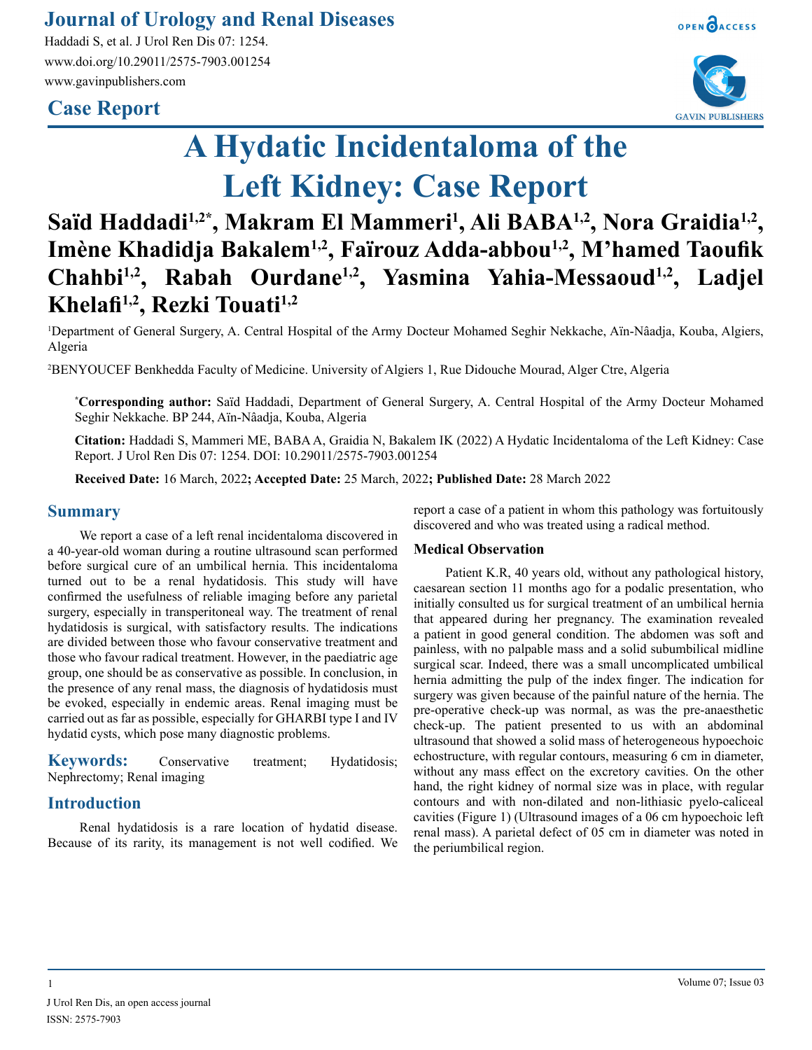Journal of Urology and Renal Diseases

Haddadi S, et al. J Urol Ren Dis 07: 1254.
www.doi.org/10.29011/2575-7903.001254
www.gavinpublishers.com

**Case Report**

# A Hydatic Incidentaloma of the Left Kidney: Case Report

**Saïd Haddadi[1,2*], Makram El Mammeri[1], Ali BABA[1,2], Nora Graidia[1,2], Imène Khadidja Bakalem[1,2], Faïrouz Adda-abbou[1,2], M'hamed Taoufik Chahbi[1,2], Rabah Ourdane[1,2], Yasmina Yahia-Messaoud[1,2], Ladjel Khelafi[1,2], Rezki Touati[1,2]**

[1]Department of General Surgery, A. Central Hospital of the Army Docteur Mohamed Seghir Nekkache, Aïn-Nâadja, Kouba, Algiers, Algeria

[2]BENYOUCEF Benkhedda Faculty of Medicine. University of Algiers 1, Rue Didouche Mourad, Alger Ctre, Algeria

[*]**Corresponding author:** Saïd Haddadi, Department of General Surgery, A. Central Hospital of the Army Docteur Mohamed Seghir Nekkache. BP 244, Aïn-Nâadja, Kouba, Algeria

**Citation:** Haddadi S, Mammeri ME, BABA A, Graidia N, Bakalem IK (2022) A Hydatic Incidentaloma of the Left Kidney: Case Report. J Urol Ren Dis 07: 1254. DOI: 10.29011/2575-7903.001254

**Received Date:** 16 March, 2022**; Accepted Date:** 25 March, 2022**; Published Date:** 28 March 2022

## Summary

We report a case of a left renal incidentaloma discovered in a 40-year-old woman during a routine ultrasound scan performed before surgical cure of an umbilical hernia. This incidentaloma turned out to be a renal hydatidosis. This study will have confirmed the usefulness of reliable imaging before any parietal surgery, especially in transperitoneal way. The treatment of renal hydatidosis is surgical, with satisfactory results. The indications are divided between those who favour conservative treatment and those who favour radical treatment. However, in the paediatric age group, one should be as conservative as possible. In conclusion, in the presence of any renal mass, the diagnosis of hydatidosis must be evoked, especially in endemic areas. Renal imaging must be carried out as far as possible, especially for GHARBI type I and IV hydatid cysts, which pose many diagnostic problems.

**Keywords:** Conservative treatment; Hydatidosis; Nephrectomy; Renal imaging

## Introduction

Renal hydatidosis is a rare location of hydatid disease. Because of its rarity, its management is not well codified. We report a case of a patient in whom this pathology was fortuitously discovered and who was treated using a radical method.

### Medical Observation

Patient K.R, 40 years old, without any pathological history, caesarean section 11 months ago for a podalic presentation, who initially consulted us for surgical treatment of an umbilical hernia that appeared during her pregnancy. The examination revealed a patient in good general condition. The abdomen was soft and painless, with no palpable mass and a solid subumbilical midline surgical scar. Indeed, there was a small uncomplicated umbilical hernia admitting the pulp of the index finger. The indication for surgery was given because of the painful nature of the hernia. The pre-operative check-up was normal, as was the pre-anaesthetic check-up. The patient presented to us with an abdominal ultrasound that showed a solid mass of heterogeneous hypoechoic echostructure, with regular contours, measuring 6 cm in diameter, without any mass effect on the excretory cavities. On the other hand, the right kidney of normal size was in place, with regular contours and with non-dilated and non-lithiasic pyelo-caliceal cavities (Figure 1) (Ultrasound images of a 06 cm hypoechoic left renal mass). A parietal defect of 05 cm in diameter was noted in the periumbilical region.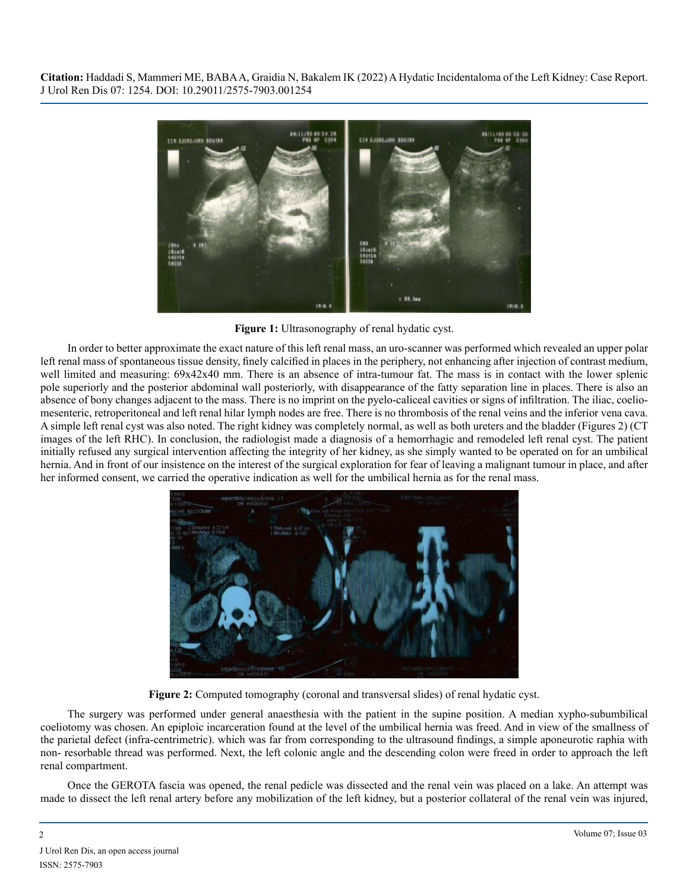**Figure 1:** Ultrasonography of renal hydatic cyst.

In order to better approximate the exact nature of this left renal mass, an uro-scanner was performed which revealed an upper polar left renal mass of spontaneous tissue density, finely calcified in places in the periphery, not enhancing after injection of contrast medium, well limited and measuring: 69x42x40 mm. There is an absence of intra-tumour fat. The mass is in contact with the lower splenic pole superiorly and the posterior abdominal wall posteriorly, with disappearance of the fatty separation line in places. There is also an absence of bony changes adjacent to the mass. There is no imprint on the pyelo-caliceal cavities or signs of infiltration. The iliac, coelio-mesenteric, retroperitoneal and left renal hilar lymph nodes are free. There is no thrombosis of the renal veins and the inferior vena cava. A simple left renal cyst was also noted. The right kidney was completely normal, as well as both ureters and the bladder (Figures 2) (CT images of the left RHC). In conclusion, the radiologist made a diagnosis of a hemorrhagic and remodeled left renal cyst. The patient initially refused any surgical intervention affecting the integrity of her kidney, as she simply wanted to be operated on for an umbilical hernia. And in front of our insistence on the interest of the surgical exploration for fear of leaving a malignant tumour in place, and after her informed consent, we carried the operative indication as well for the umbilical hernia as for the renal mass.

**Figure 2:** Computed tomography (coronal and transversal slides) of renal hydatic cyst.

The surgery was performed under general anaesthesia with the patient in the supine position. A median xypho-subumbilical coeliotomy was chosen. An epiploic incarceration found at the level of the umbilical hernia was freed. And in view of the smallness of the parietal defect (infra-centrimetric). which was far from corresponding to the ultrasound findings, a simple aponeurotic raphia with non- resorbable thread was performed. Next, the left colonic angle and the descending colon were freed in order to approach the left renal compartment.

Once the GEROTA fascia was opened, the renal pedicle was dissected and the renal vein was placed on a lake. An attempt was made to dissect the left renal artery before any mobilization of the left kidney, but a posterior collateral of the renal vein was injured,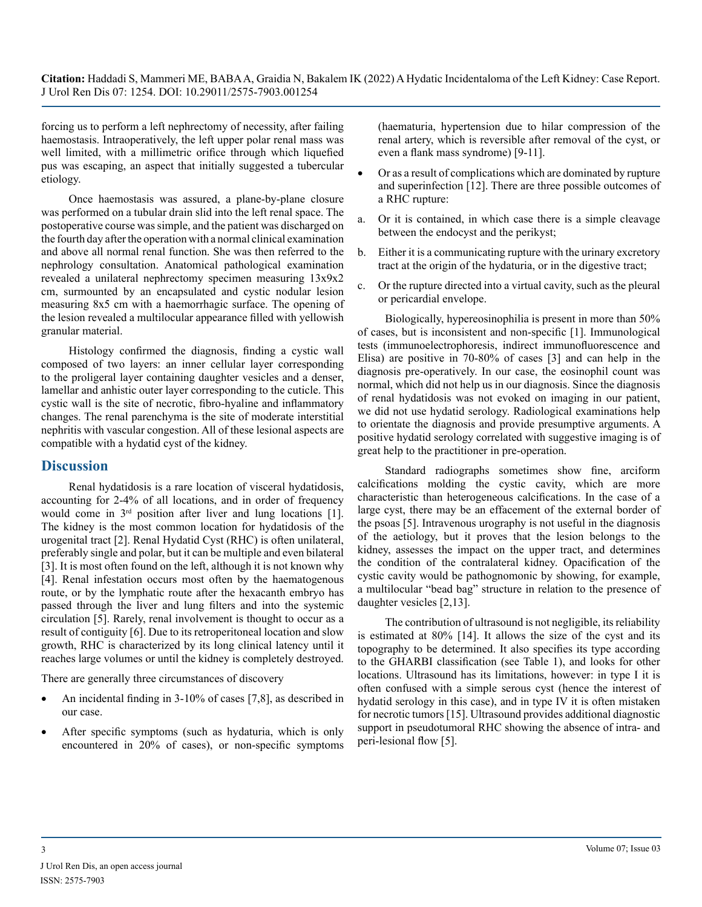forcing us to perform a left nephrectomy of necessity, after failing haemostasis. Intraoperatively, the left upper polar renal mass was well limited, with a millimetric orifice through which liquefied pus was escaping, an aspect that initially suggested a tubercular etiology.

Once haemostasis was assured, a plane-by-plane closure was performed on a tubular drain slid into the left renal space. The postoperative course was simple, and the patient was discharged on the fourth day after the operation with a normal clinical examination and above all normal renal function. She was then referred to the nephrology consultation. Anatomical pathological examination revealed a unilateral nephrectomy specimen measuring 13x9x2 cm, surmounted by an encapsulated and cystic nodular lesion measuring 8x5 cm with a haemorrhagic surface. The opening of the lesion revealed a multilocular appearance filled with yellowish granular material.

Histology confirmed the diagnosis, finding a cystic wall composed of two layers: an inner cellular layer corresponding to the proligeral layer containing daughter vesicles and a denser, lamellar and anhistic outer layer corresponding to the cuticle. This cystic wall is the site of necrotic, fibro-hyaline and inflammatory changes. The renal parenchyma is the site of moderate interstitial nephritis with vascular congestion. All of these lesional aspects are compatible with a hydatid cyst of the kidney.

## Discussion

Renal hydatidosis is a rare location of visceral hydatidosis, accounting for 2-4% of all locations, and in order of frequency would come in 3rd position after liver and lung locations [1]. The kidney is the most common location for hydatidosis of the urogenital tract [2]. Renal Hydatid Cyst (RHC) is often unilateral, preferably single and polar, but it can be multiple and even bilateral [3]. It is most often found on the left, although it is not known why [4]. Renal infestation occurs most often by the haematogenous route, or by the lymphatic route after the hexacanth embryo has passed through the liver and lung filters and into the systemic circulation [5]. Rarely, renal involvement is thought to occur as a result of contiguity [6]. Due to its retroperitoneal location and slow growth, RHC is characterized by its long clinical latency until it reaches large volumes or until the kidney is completely destroyed.

There are generally three circumstances of discovery

- An incidental finding in 3-10% of cases [7,8], as described in our case.
- After specific symptoms (such as hydaturia, which is only encountered in 20% of cases), or non-specific symptoms (haematuria, hypertension due to hilar compression of the renal artery, which is reversible after removal of the cyst, or even a flank mass syndrome) [9-11].
- Or as a result of complications which are dominated by rupture and superinfection [12]. There are three possible outcomes of a RHC rupture:

a. Or it is contained, in which case there is a simple cleavage between the endocyst and the perikyst;

b. Either it is a communicating rupture with the urinary excretory tract at the origin of the hydaturia, or in the digestive tract;

c. Or the rupture directed into a virtual cavity, such as the pleural or pericardial envelope.

Biologically, hypereosinophilia is present in more than 50% of cases, but is inconsistent and non-specific [1]. Immunological tests (immunoelectrophoresis, indirect immunofluorescence and Elisa) are positive in 70-80% of cases [3] and can help in the diagnosis pre-operatively. In our case, the eosinophil count was normal, which did not help us in our diagnosis. Since the diagnosis of renal hydatidosis was not evoked on imaging in our patient, we did not use hydatid serology. Radiological examinations help to orientate the diagnosis and provide presumptive arguments. A positive hydatid serology correlated with suggestive imaging is of great help to the practitioner in pre-operation.

Standard radiographs sometimes show fine, arciform calcifications molding the cystic cavity, which are more characteristic than heterogeneous calcifications. In the case of a large cyst, there may be an effacement of the external border of the psoas [5]. Intravenous urography is not useful in the diagnosis of the aetiology, but it proves that the lesion belongs to the kidney, assesses the impact on the upper tract, and determines the condition of the contralateral kidney. Opacification of the cystic cavity would be pathognomonic by showing, for example, a multilocular "bead bag" structure in relation to the presence of daughter vesicles [2,13].

The contribution of ultrasound is not negligible, its reliability is estimated at 80% [14]. It allows the size of the cyst and its topography to be determined. It also specifies its type according to the GHARBI classification (see Table 1), and looks for other locations. Ultrasound has its limitations, however: in type I it is often confused with a simple serous cyst (hence the interest of hydatid serology in this case), and in type IV it is often mistaken for necrotic tumors [15]. Ultrasound provides additional diagnostic support in pseudotumoral RHC showing the absence of intra- and peri-lesional flow [5].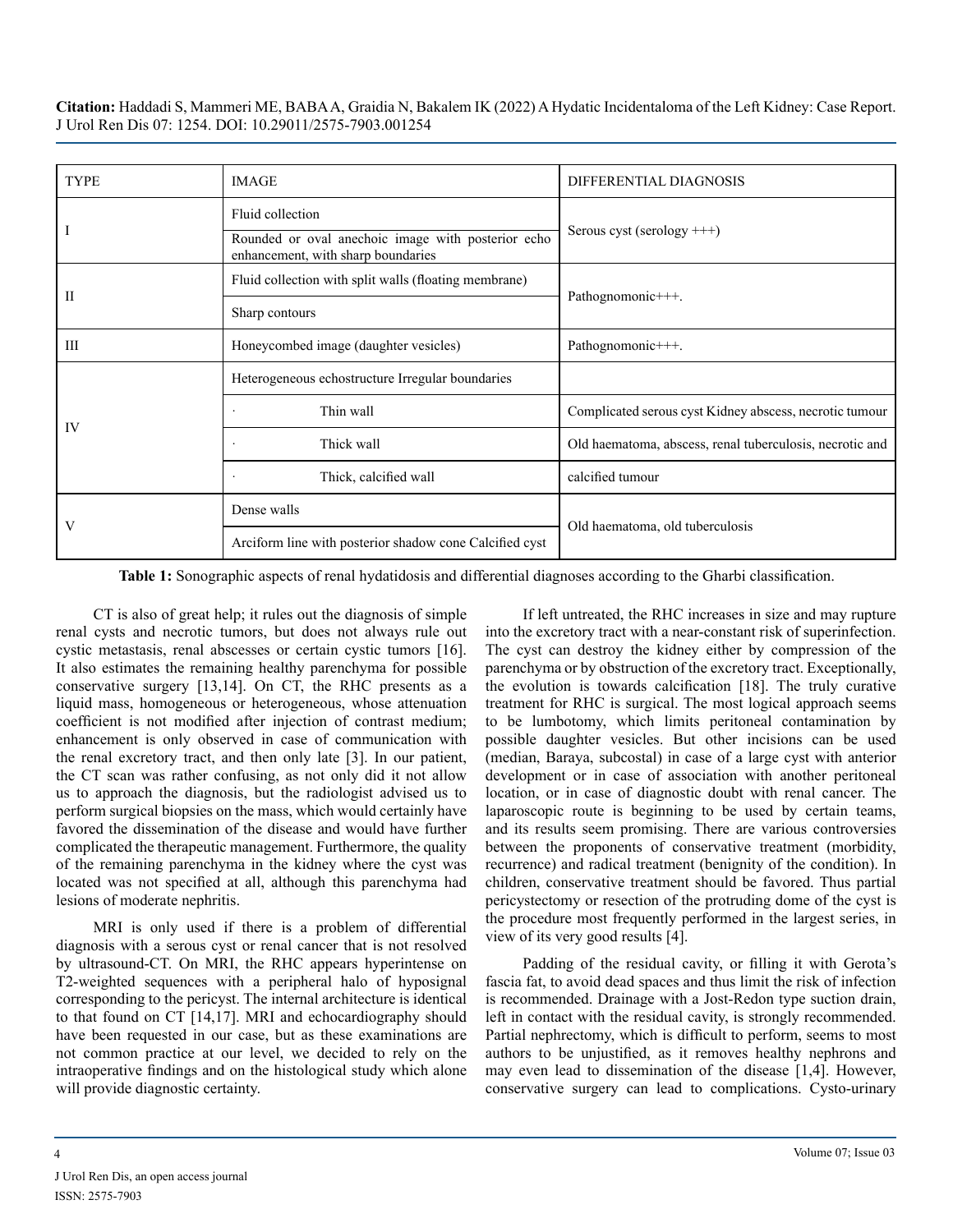| TYPE | IMAGE | DIFFERENTIAL DIAGNOSIS |
|---|---|---|
| I | Fluid collection | Serous cyst (serology +++) |
| | Rounded or oval anechoic image with posterior echo enhancement, with sharp boundaries | |
| II | Fluid collection with split walls (floating membrane) | Pathognomonic+++. |
| | Sharp contours | |
| III | Honeycombed image (daughter vesicles) | Pathognomonic+++. |
| IV | Heterogeneous echostructure Irregular boundaries | |
| | · Thin wall | Complicated serous cyst Kidney abscess, necrotic tumour |
| | · Thick wall | Old haematoma, abscess, renal tuberculosis, necrotic and |
| | · Thick, calcified wall | calcified tumour |
| V | Dense walls | Old haematoma, old tuberculosis |
| | Arciform line with posterior shadow cone Calcified cyst | |

**Table 1:** Sonographic aspects of renal hydatidosis and differential diagnoses according to the Gharbi classification.

CT is also of great help; it rules out the diagnosis of simple renal cysts and necrotic tumors, but does not always rule out cystic metastasis, renal abscesses or certain cystic tumors [16]. It also estimates the remaining healthy parenchyma for possible conservative surgery [13,14]. On CT, the RHC presents as a liquid mass, homogeneous or heterogeneous, whose attenuation coefficient is not modified after injection of contrast medium; enhancement is only observed in case of communication with the renal excretory tract, and then only late [3]. In our patient, the CT scan was rather confusing, as not only did it not allow us to approach the diagnosis, but the radiologist advised us to perform surgical biopsies on the mass, which would certainly have favored the dissemination of the disease and would have further complicated the therapeutic management. Furthermore, the quality of the remaining parenchyma in the kidney where the cyst was located was not specified at all, although this parenchyma had lesions of moderate nephritis.

MRI is only used if there is a problem of differential diagnosis with a serous cyst or renal cancer that is not resolved by ultrasound-CT. On MRI, the RHC appears hyperintense on T2-weighted sequences with a peripheral halo of hyposignal corresponding to the pericyst. The internal architecture is identical to that found on CT [14,17]. MRI and echocardiography should have been requested in our case, but as these examinations are not common practice at our level, we decided to rely on the intraoperative findings and on the histological study which alone will provide diagnostic certainty.

If left untreated, the RHC increases in size and may rupture into the excretory tract with a near-constant risk of superinfection. The cyst can destroy the kidney either by compression of the parenchyma or by obstruction of the excretory tract. Exceptionally, the evolution is towards calcification [18]. The truly curative treatment for RHC is surgical. The most logical approach seems to be lumbotomy, which limits peritoneal contamination by possible daughter vesicles. But other incisions can be used (median, Baraya, subcostal) in case of a large cyst with anterior development or in case of association with another peritoneal location, or in case of diagnostic doubt with renal cancer. The laparoscopic route is beginning to be used by certain teams, and its results seem promising. There are various controversies between the proponents of conservative treatment (morbidity, recurrence) and radical treatment (benignity of the condition). In children, conservative treatment should be favored. Thus partial pericystectomy or resection of the protruding dome of the cyst is the procedure most frequently performed in the largest series, in view of its very good results [4].

Padding of the residual cavity, or filling it with Gerota's fascia fat, to avoid dead spaces and thus limit the risk of infection is recommended. Drainage with a Jost-Redon type suction drain, left in contact with the residual cavity, is strongly recommended. Partial nephrectomy, which is difficult to perform, seems to most authors to be unjustified, as it removes healthy nephrons and may even lead to dissemination of the disease [1,4]. However, conservative surgery can lead to complications. Cysto-urinary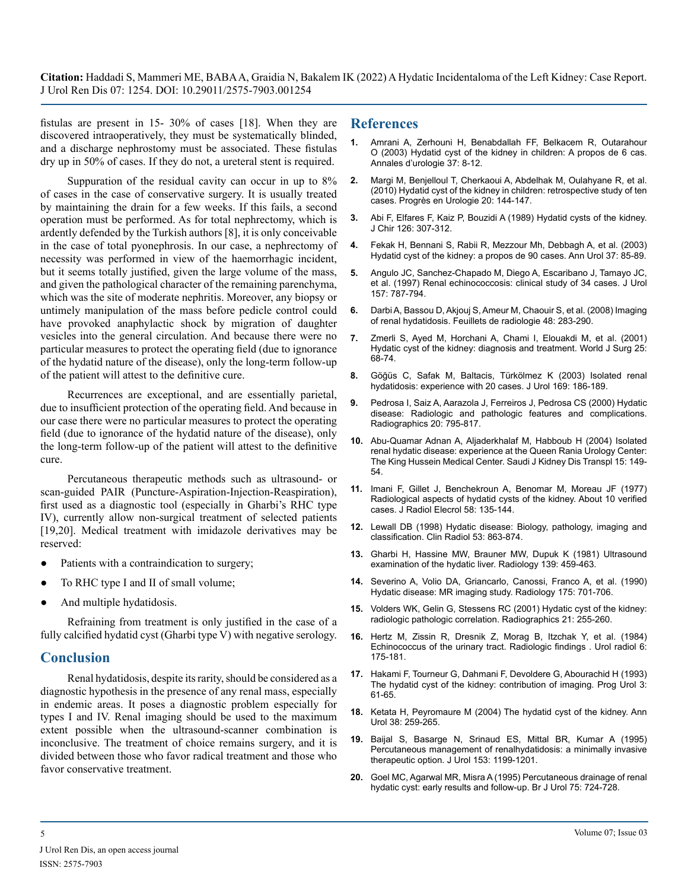fistulas are present in 15- 30% of cases [18]. When they are discovered intraoperatively, they must be systematically blinded, and a discharge nephrostomy must be associated. These fistulas dry up in 50% of cases. If they do not, a ureteral stent is required.

Suppuration of the residual cavity can occur in up to 8% of cases in the case of conservative surgery. It is usually treated by maintaining the drain for a few weeks. If this fails, a second operation must be performed. As for total nephrectomy, which is ardently defended by the Turkish authors [8], it is only conceivable in the case of total pyonephrosis. In our case, a nephrectomy of necessity was performed in view of the haemorrhagic incident, but it seems totally justified, given the large volume of the mass, and given the pathological character of the remaining parenchyma, which was the site of moderate nephritis. Moreover, any biopsy or untimely manipulation of the mass before pedicle control could have provoked anaphylactic shock by migration of daughter vesicles into the general circulation. And because there were no particular measures to protect the operating field (due to ignorance of the hydatid nature of the disease), only the long-term follow-up of the patient will attest to the definitive cure.

Recurrences are exceptional, and are essentially parietal, due to insufficient protection of the operating field. And because in our case there were no particular measures to protect the operating field (due to ignorance of the hydatid nature of the disease), only the long-term follow-up of the patient will attest to the definitive cure.

Percutaneous therapeutic methods such as ultrasound- or scan-guided PAIR (Puncture-Aspiration-Injection-Reaspiration), first used as a diagnostic tool (especially in Gharbi's RHC type IV), currently allow non-surgical treatment of selected patients [19,20]. Medical treatment with imidazole derivatives may be reserved:

- Patients with a contraindication to surgery;
- To RHC type I and II of small volume;
- And multiple hydatidosis.

Refraining from treatment is only justified in the case of a fully calcified hydatid cyst (Gharbi type V) with negative serology.

## Conclusion

Renal hydatidosis, despite its rarity, should be considered as a diagnostic hypothesis in the presence of any renal mass, especially in endemic areas. It poses a diagnostic problem especially for types I and IV. Renal imaging should be used to the maximum extent possible when the ultrasound-scanner combination is inconclusive. The treatment of choice remains surgery, and it is divided between those who favor radical treatment and those who favor conservative treatment.

## References

1. Amrani A, Zerhouni H, Benabdallah FF, Belkacem R, Outarahour O (2003) Hydatid cyst of the kidney in children: A propos de 6 cas. Annales d'urologie 37: 8-12.
2. Margi M, Benjelloul T, Cherkaoui A, Abdelhak M, Oulahyane R, et al. (2010) Hydatid cyst of the kidney in children: retrospective study of ten cases. Progrès en Urologie 20: 144-147.
3. Abi F, Elfares F, Kaiz P, Bouzidi A (1989) Hydatid cysts of the kidney. J Chir 126: 307-312.
4. Fekak H, Bennani S, Rabii R, Mezzour Mh, Debbagh A, et al. (2003) Hydatid cyst of the kidney: a propos de 90 cases. Ann Urol 37: 85-89.
5. Angulo JC, Sanchez-Chapado M, Diego A, Escaribano J, Tamayo JC, et al. (1997) Renal echinococcosis: clinical study of 34 cases. J Urol 157: 787-794.
6. Darbi A, Bassou D, Akjouj S, Ameur M, Chaouir S, et al. (2008) Imaging of renal hydatidosis. Feuillets de radiologie 48: 283-290.
7. Zmerli S, Ayed M, Horchani A, Chami I, Elouakdi M, et al. (2001) Hydatic cyst of the kidney: diagnosis and treatment. World J Surg 25: 68-74.
8. Göğüs C, Safak M, Baltacis, Türkölmez K (2003) Isolated renal hydatidosis: experience with 20 cases. J Urol 169: 186-189.
9. Pedrosa I, Saiz A, Aarazola J, Ferreiros J, Pedrosa CS (2000) Hydatic disease: Radiologic and pathologic features and complications. Radiographics 20: 795-817.
10. Abu-Quamar Adnan A, Aljaderkhalaf M, Habboub H (2004) Isolated renal hydatic disease: experience at the Queen Rania Urology Center: The King Hussein Medical Center. Saudi J Kidney Dis Transpl 15: 149-54.
11. Imani F, Gillet J, Benchekroun A, Benomar M, Moreau JF (1977) Radiological aspects of hydatid cysts of the kidney. About 10 verified cases. J Radiol Elecrol 58: 135-144.
12. Lewall DB (1998) Hydatic disease: Biology, pathology, imaging and classification. Clin Radiol 53: 863-874.
13. Gharbi H, Hassine MW, Brauner MW, Dupuk K (1981) Ultrasound examination of the hydatic liver. Radiology 139: 459-463.
14. Severino A, Volio DA, Griancarlo, Canossi, Franco A, et al. (1990) Hydatic disease: MR imaging study. Radiology 175: 701-706.
15. Volders WK, Gelin G, Stessens RC (2001) Hydatic cyst of the kidney: radiologic pathologic correlation. Radiographics 21: 255-260.
16. Hertz M, Zissin R, Dresnik Z, Morag B, Itzchak Y, et al. (1984) Echinococcus of the urinary tract. Radiologic findings . Urol radiol 6: 175-181.
17. Hakami F, Tourneur G, Dahmani F, Devoldere G, Abourachid H (1993) The hydatid cyst of the kidney: contribution of imaging. Prog Urol 3: 61-65.
18. Ketata H, Peyromaure M (2004) The hydatid cyst of the kidney. Ann Urol 38: 259-265.
19. Baijal S, Basarge N, Srinaud ES, Mittal BR, Kumar A (1995) Percutaneous management of renalhydatidosis: a minimally invasive therapeutic option. J Urol 153: 1199-1201.
20. Goel MC, Agarwal MR, Misra A (1995) Percutaneous drainage of renal hydatic cyst: early results and follow-up. Br J Urol 75: 724-728.